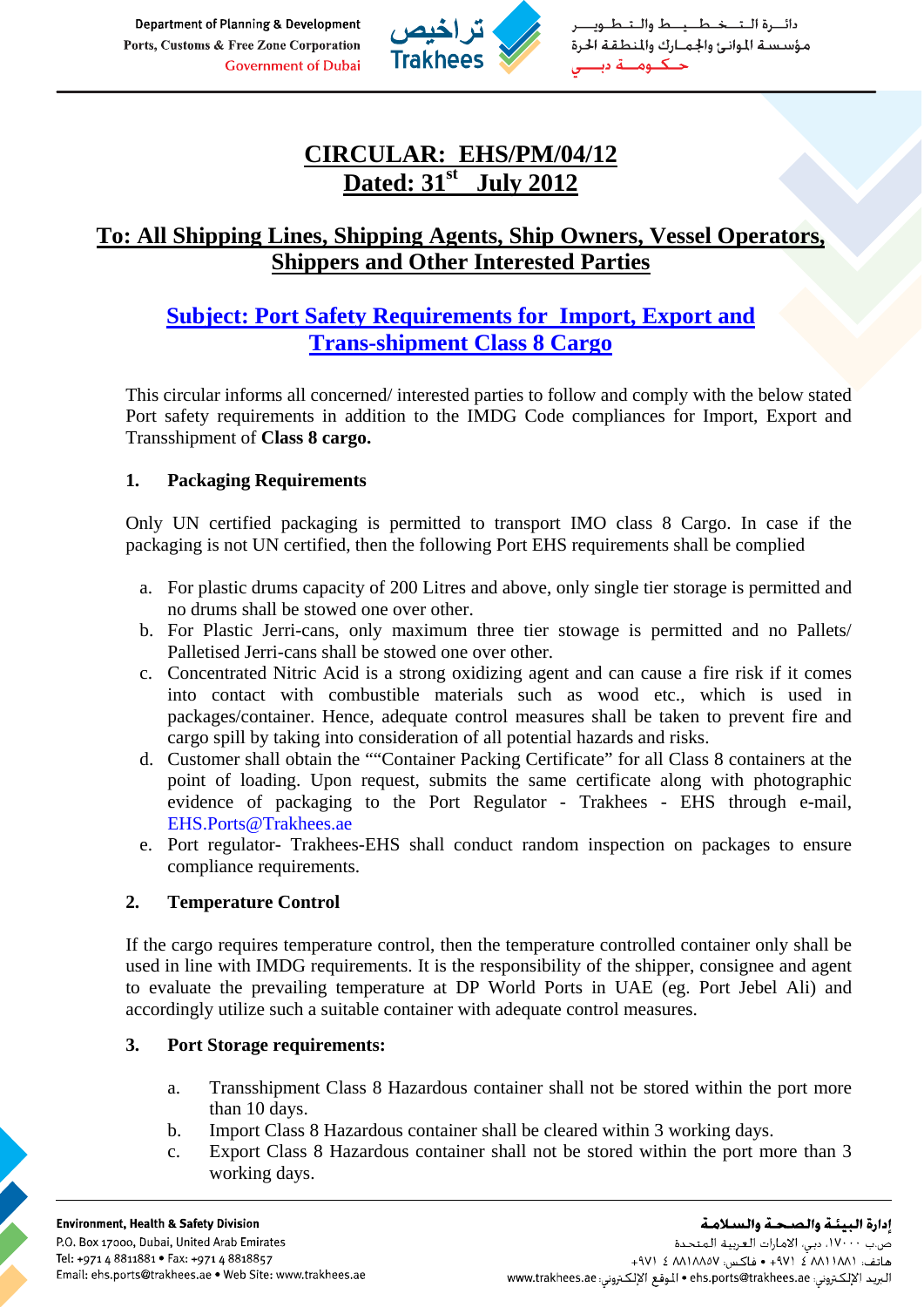# CIRCULAR: EHS/PM/04/12

## Dated: 31st July 2012

## To: All Shipping Lines, Shipping Agents, Ship Owners, Vessel Operators, Shippers and Other Interested Parties

## Subject: Port Safety Requirements for Import, Export and Trans-shipment Class 8 Cargo

This circular informs all concerned/ interested parties to follow and comply with the below stated Port safety requirements in addition to the IMDG Code compliances for Import, Export and Transshipment of **Class 8 cargo.**

### 1. Packaging Requirements

Only UN certified packaging is permitted to transport IMO class 8 Cargo. In case if the packaging is not UN certified, then the following Port EHS requirements shall be complied

a. For plastic drums capacity of 200 Litres and above, only single tier storage is permitted and no drums shall be stowed one over other.
b. For Plastic Jerri-cans, only maximum three tier stowage is permitted and no Pallets/ Palletised Jerri-cans shall be stowed one over other.
c. Concentrated Nitric Acid is a strong oxidizing agent and can cause a fire risk if it comes into contact with combustible materials such as wood etc., which is used in packages/container. Hence, adequate control measures shall be taken to prevent fire and cargo spill by taking into consideration of all potential hazards and risks.
d. Customer shall obtain the ""Container Packing Certificate" for all Class 8 containers at the point of loading. Upon request, submits the same certificate along with photographic evidence of packaging to the Port Regulator - Trakhees - EHS through e-mail, EHS.Ports@Trakhees.ae
e. Port regulator- Trakhees-EHS shall conduct random inspection on packages to ensure compliance requirements.

### 2. Temperature Control

If the cargo requires temperature control, then the temperature controlled container only shall be used in line with IMDG requirements. It is the responsibility of the shipper, consignee and agent to evaluate the prevailing temperature at DP World Ports in UAE (eg. Port Jebel Ali) and accordingly utilize such a suitable container with adequate control measures.

### 3. Port Storage requirements:

a. Transshipment Class 8 Hazardous container shall not be stored within the port more than 10 days.
b. Import Class 8 Hazardous container shall be cleared within 3 working days.
c. Export Class 8 Hazardous container shall not be stored within the port more than 3 working days.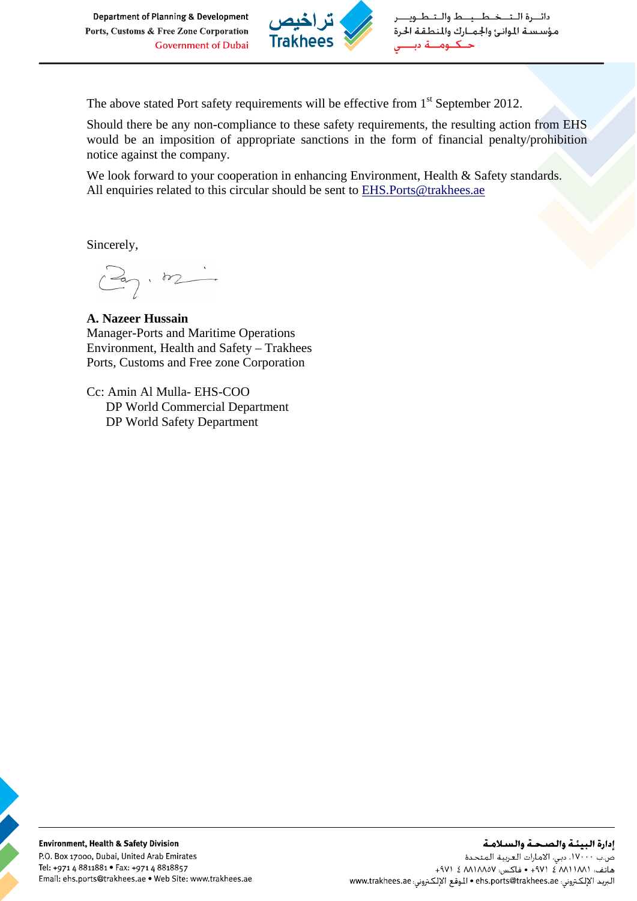The above stated Port safety requirements will be effective from 1st September 2012.

Should there be any non-compliance to these safety requirements, the resulting action from EHS would be an imposition of appropriate sanctions in the form of financial penalty/prohibition notice against the company.

We look forward to your cooperation in enhancing Environment, Health & Safety standards.
All enquiries related to this circular should be sent to EHS.Ports@trakhees.ae

Sincerely,

**A. Nazeer Hussain**
Manager-Ports and Maritime Operations
Environment, Health and Safety – Trakhees
Ports, Customs and Free zone Corporation

Cc: Amin Al Mulla- EHS-COO
DP World Commercial Department
DP World Safety Department